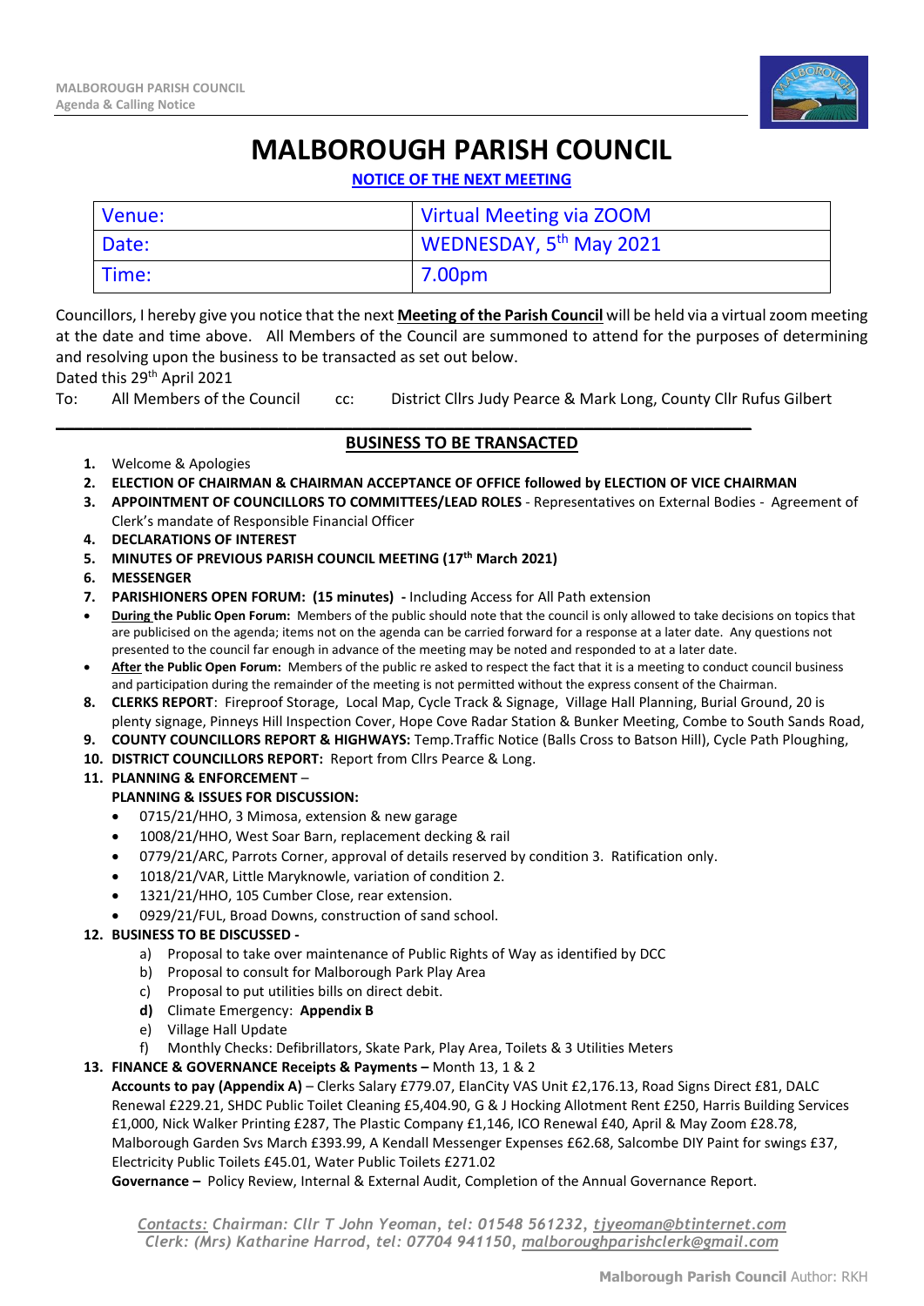# MALBOROUGH PARISH COUNCIL

**NOTICE OF THE NEXT MEETING**

| Venue: | Virtual Meeting via ZOOM |
|---|---|
| Date: | WEDNESDAY, 5th May 2021 |
| Time: | 7.00pm |

Councillors, I hereby give you notice that the next **Meeting of the Parish Council** will be held via a virtual zoom meeting at the date and time above. All Members of the Council are summoned to attend for the purposes of determining and resolving upon the business to be transacted as set out below.

Dated this 29th April 2021

To: All Members of the Council cc: District Cllrs Judy Pearce & Mark Long, County Cllr Rufus Gilbert

## BUSINESS TO BE TRANSACTED

1. Welcome & Apologies
2. **ELECTION OF CHAIRMAN & CHAIRMAN ACCEPTANCE OF OFFICE followed by ELECTION OF VICE CHAIRMAN**
3. **APPOINTMENT OF COUNCILLORS TO COMMITTEES/LEAD ROLES** - Representatives on External Bodies - Agreement of Clerk's mandate of Responsible Financial Officer
4. **DECLARATIONS OF INTEREST**
5. **MINUTES OF PREVIOUS PARISH COUNCIL MEETING (17th March 2021)**
6. **MESSENGER**
7. **PARISHIONERS OPEN FORUM: (15 minutes) -** Including Access for All Path extension
   - **During the Public Open Forum:** Members of the public should note that the council is only allowed to take decisions on topics that are publicised on the agenda; items not on the agenda can be carried forward for a response at a later date. Any questions not presented to the council far enough in advance of the meeting may be noted and responded to at a later date.
   - **After the Public Open Forum:** Members of the public re asked to respect the fact that it is a meeting to conduct council business and participation during the remainder of the meeting is not permitted without the express consent of the Chairman.
8. **CLERKS REPORT**: Fireproof Storage, Local Map, Cycle Track & Signage, Village Hall Planning, Burial Ground, 20 is plenty signage, Pinneys Hill Inspection Cover, Hope Cove Radar Station & Bunker Meeting, Combe to South Sands Road,
9. **COUNTY COUNCILLORS REPORT & HIGHWAYS:** Temp.Traffic Notice (Balls Cross to Batson Hill), Cycle Path Ploughing,
10. **DISTRICT COUNCILLORS REPORT:** Report from Cllrs Pearce & Long.
11. **PLANNING & ENFORCEMENT** –

    **PLANNING & ISSUES FOR DISCUSSION:**
    - 0715/21/HHO, 3 Mimosa, extension & new garage
    - 1008/21/HHO, West Soar Barn, replacement decking & rail
    - 0779/21/ARC, Parrots Corner, approval of details reserved by condition 3. Ratification only.
    - 1018/21/VAR, Little Maryknowle, variation of condition 2.
    - 1321/21/HHO, 105 Cumber Close, rear extension.
    - 0929/21/FUL, Broad Downs, construction of sand school.
12. **BUSINESS TO BE DISCUSSED -**
    a) Proposal to take over maintenance of Public Rights of Way as identified by DCC
    b) Proposal to consult for Malborough Park Play Area
    c) Proposal to put utilities bills on direct debit.
    **d)** Climate Emergency: **Appendix B**
    e) Village Hall Update
    f) Monthly Checks: Defibrillators, Skate Park, Play Area, Toilets & 3 Utilities Meters
13. **FINANCE & GOVERNANCE Receipts & Payments –** Month 13, 1 & 2

    **Accounts to pay (Appendix A)** – Clerks Salary £779.07, ElanCity VAS Unit £2,176.13, Road Signs Direct £81, DALC Renewal £229.21, SHDC Public Toilet Cleaning £5,404.90, G & J Hocking Allotment Rent £250, Harris Building Services £1,000, Nick Walker Printing £287, The Plastic Company £1,146, ICO Renewal £40, April & May Zoom £28.78, Malborough Garden Svs March £393.99, A Kendall Messenger Expenses £62.68, Salcombe DIY Paint for swings £37, Electricity Public Toilets £45.01, Water Public Toilets £271.02

    **Governance –** Policy Review, Internal & External Audit, Completion of the Annual Governance Report.

*Contacts: Chairman: Cllr T John Yeoman, tel: 01548 561232, tjyeoman@btinternet.com*
*Clerk: (Mrs) Katharine Harrod, tel: 07704 941150, malboroughparishclerk@gmail.com*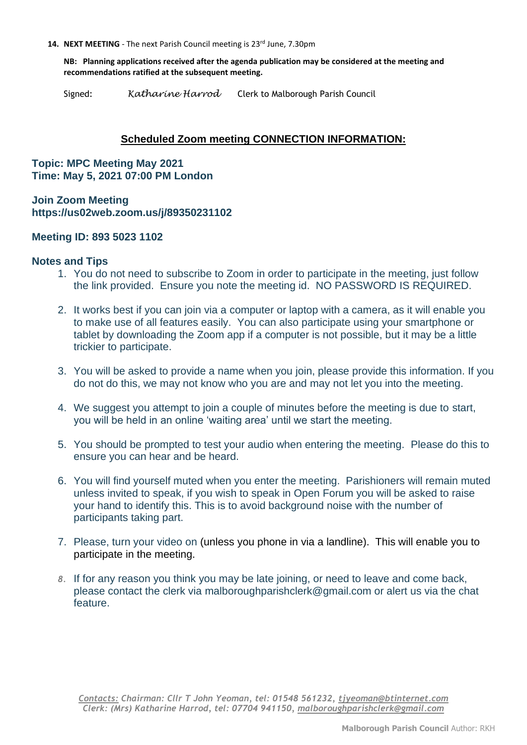14. **NEXT MEETING** - The next Parish Council meeting is 23rd June, 7.30pm

**NB: Planning applications received after the agenda publication may be considered at the meeting and recommendations ratified at the subsequent meeting.**

Signed: *Katharine Harrod* Clerk to Malborough Parish Council

## Scheduled Zoom meeting CONNECTION INFORMATION:

**Topic: MPC Meeting May 2021**
**Time: May 5, 2021 07:00 PM London**

**Join Zoom Meeting**
**https://us02web.zoom.us/j/89350231102**

**Meeting ID: 893 5023 1102**

### Notes and Tips

1. You do not need to subscribe to Zoom in order to participate in the meeting, just follow the link provided. Ensure you note the meeting id. NO PASSWORD IS REQUIRED.

2. It works best if you can join via a computer or laptop with a camera, as it will enable you to make use of all features easily. You can also participate using your smartphone or tablet by downloading the Zoom app if a computer is not possible, but it may be a little trickier to participate.

3. You will be asked to provide a name when you join, please provide this information. If you do not do this, we may not know who you are and may not let you into the meeting.

4. We suggest you attempt to join a couple of minutes before the meeting is due to start, you will be held in an online 'waiting area' until we start the meeting.

5. You should be prompted to test your audio when entering the meeting. Please do this to ensure you can hear and be heard.

6. You will find yourself muted when you enter the meeting. Parishioners will remain muted unless invited to speak, if you wish to speak in Open Forum you will be asked to raise your hand to identify this. This is to avoid background noise with the number of participants taking part.

7. Please, turn your video on (unless you phone in via a landline). This will enable you to participate in the meeting.

8. If for any reason you think you may be late joining, or need to leave and come back, please contact the clerk via malboroughparishclerk@gmail.com or alert us via the chat feature.

*Contacts: Chairman: Cllr T John Yeoman, tel: 01548 561232, tjyeoman@btinternet.com*
*Clerk: (Mrs) Katharine Harrod, tel: 07704 941150, malboroughparishclerk@gmail.com*